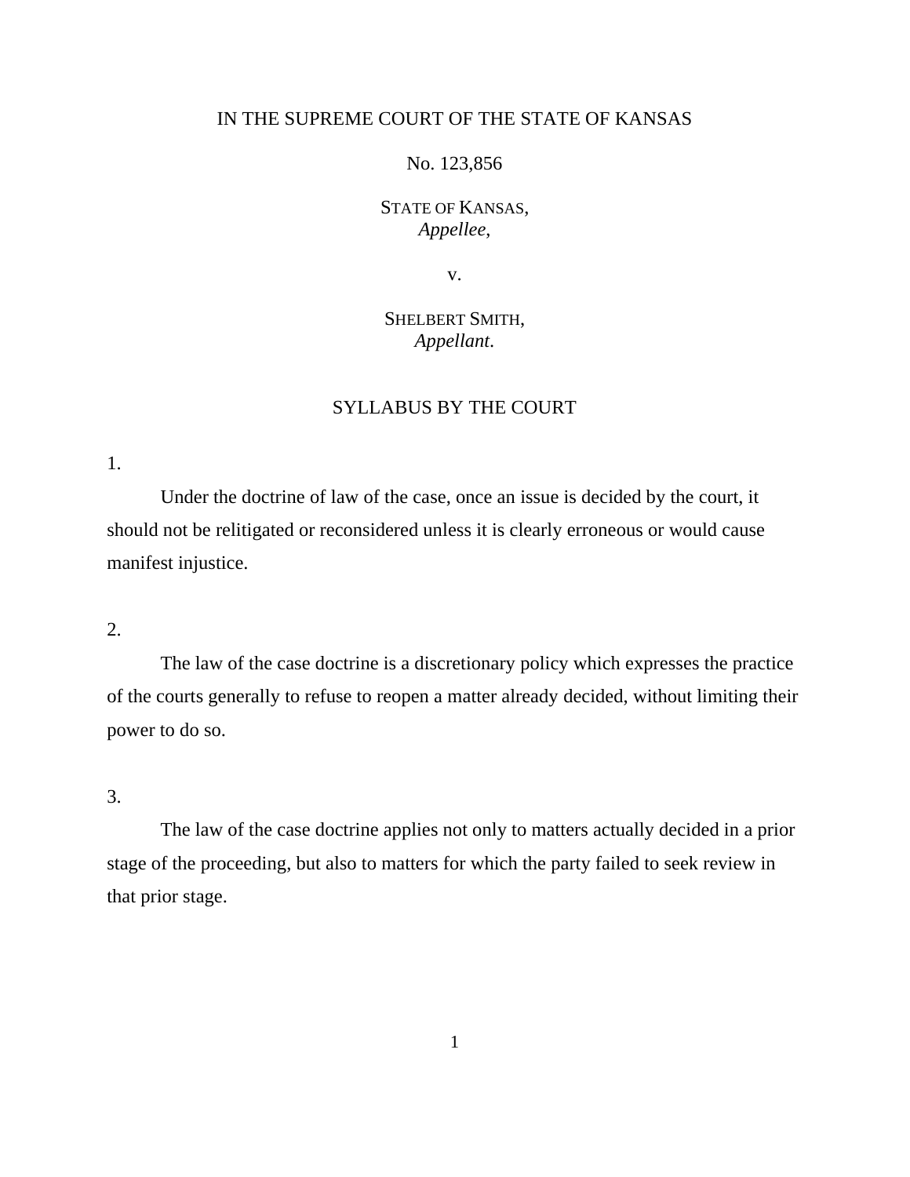IN THE SUPREME COURT OF THE STATE OF KANSAS

No. 123,856

STATE OF KANSAS,
*Appellee*,

v.

SHELBERT SMITH,
*Appellant*.

SYLLABUS BY THE COURT

1.

Under the doctrine of law of the case, once an issue is decided by the court, it should not be relitigated or reconsidered unless it is clearly erroneous or would cause manifest injustice.

2.

The law of the case doctrine is a discretionary policy which expresses the practice of the courts generally to refuse to reopen a matter already decided, without limiting their power to do so.

3.

The law of the case doctrine applies not only to matters actually decided in a prior stage of the proceeding, but also to matters for which the party failed to seek review in that prior stage.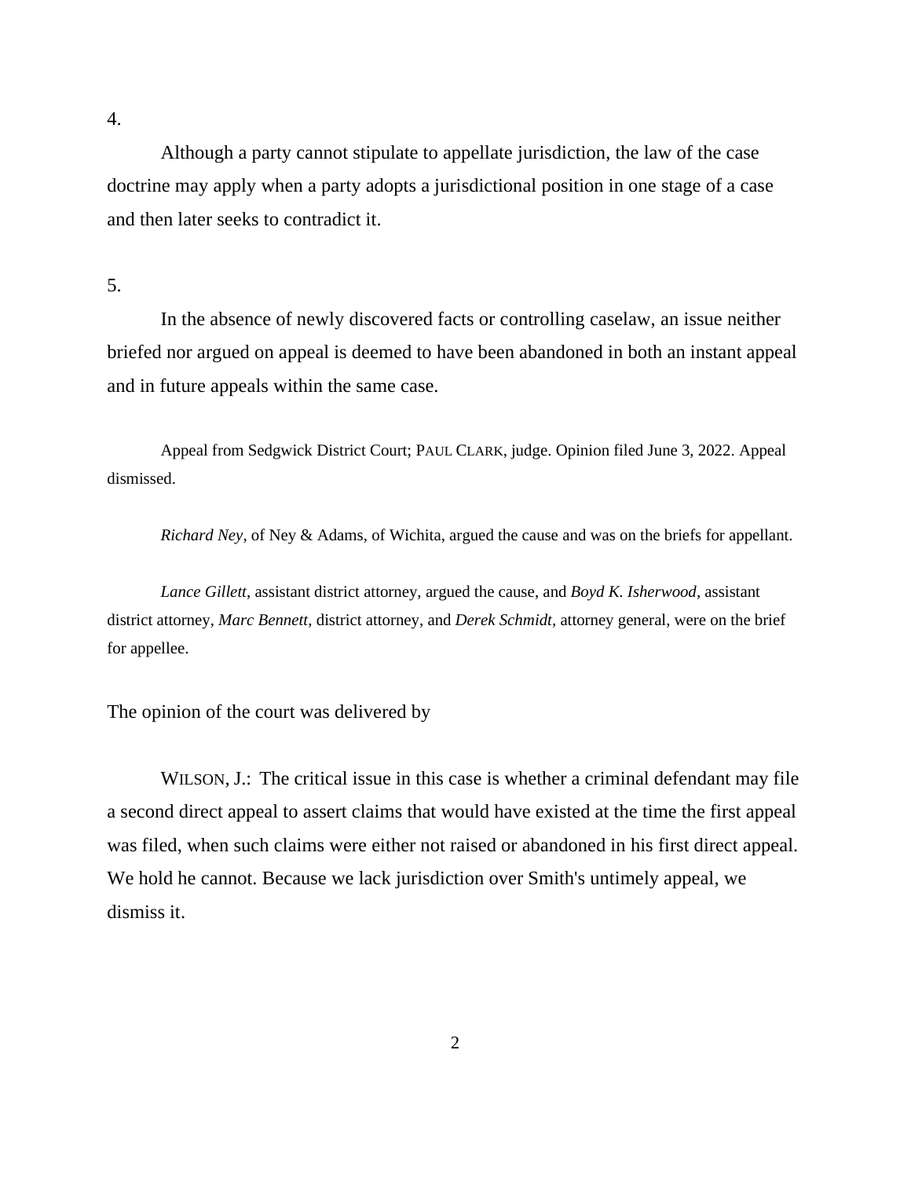4.

Although a party cannot stipulate to appellate jurisdiction, the law of the case doctrine may apply when a party adopts a jurisdictional position in one stage of a case and then later seeks to contradict it.

5.

In the absence of newly discovered facts or controlling caselaw, an issue neither briefed nor argued on appeal is deemed to have been abandoned in both an instant appeal and in future appeals within the same case.

Appeal from Sedgwick District Court; PAUL CLARK, judge. Opinion filed June 3, 2022. Appeal dismissed.

*Richard Ney*, of Ney & Adams, of Wichita, argued the cause and was on the briefs for appellant.

*Lance Gillett*, assistant district attorney, argued the cause, and *Boyd K. Isherwood*, assistant district attorney, *Marc Bennett*, district attorney, and *Derek Schmidt*, attorney general, were on the brief for appellee.

The opinion of the court was delivered by

WILSON, J.: The critical issue in this case is whether a criminal defendant may file a second direct appeal to assert claims that would have existed at the time the first appeal was filed, when such claims were either not raised or abandoned in his first direct appeal. We hold he cannot. Because we lack jurisdiction over Smith's untimely appeal, we dismiss it.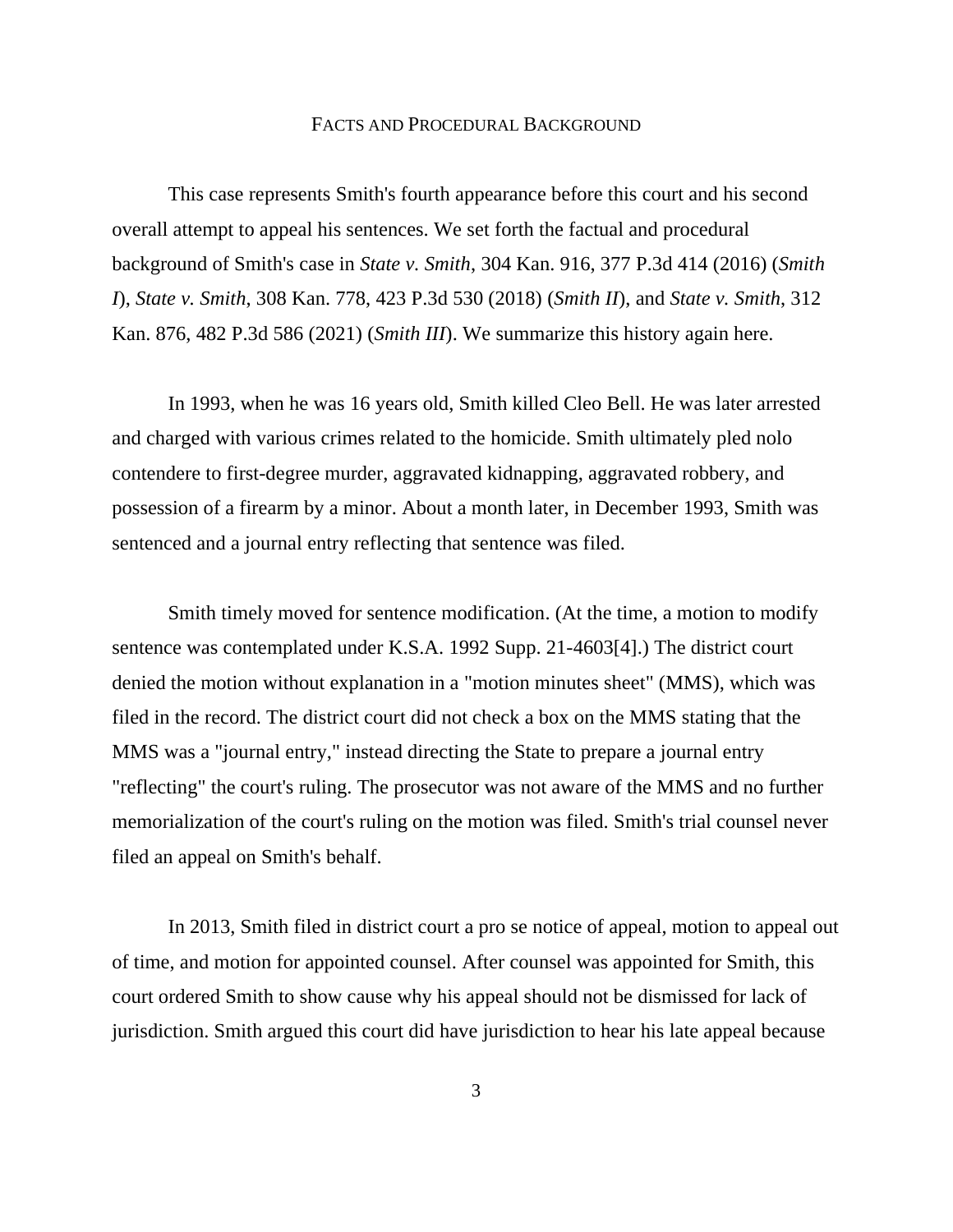## Facts and Procedural Background

This case represents Smith's fourth appearance before this court and his second overall attempt to appeal his sentences. We set forth the factual and procedural background of Smith's case in *State v. Smith*, 304 Kan. 916, 377 P.3d 414 (2016) (*Smith I*), *State v. Smith*, 308 Kan. 778, 423 P.3d 530 (2018) (*Smith II*), and *State v. Smith*, 312 Kan. 876, 482 P.3d 586 (2021) (*Smith III*). We summarize this history again here.

In 1993, when he was 16 years old, Smith killed Cleo Bell. He was later arrested and charged with various crimes related to the homicide. Smith ultimately pled nolo contendere to first-degree murder, aggravated kidnapping, aggravated robbery, and possession of a firearm by a minor. About a month later, in December 1993, Smith was sentenced and a journal entry reflecting that sentence was filed.

Smith timely moved for sentence modification. (At the time, a motion to modify sentence was contemplated under K.S.A. 1992 Supp. 21-4603[4].) The district court denied the motion without explanation in a "motion minutes sheet" (MMS), which was filed in the record. The district court did not check a box on the MMS stating that the MMS was a "journal entry," instead directing the State to prepare a journal entry "reflecting" the court's ruling. The prosecutor was not aware of the MMS and no further memorialization of the court's ruling on the motion was filed. Smith's trial counsel never filed an appeal on Smith's behalf.

In 2013, Smith filed in district court a pro se notice of appeal, motion to appeal out of time, and motion for appointed counsel. After counsel was appointed for Smith, this court ordered Smith to show cause why his appeal should not be dismissed for lack of jurisdiction. Smith argued this court did have jurisdiction to hear his late appeal because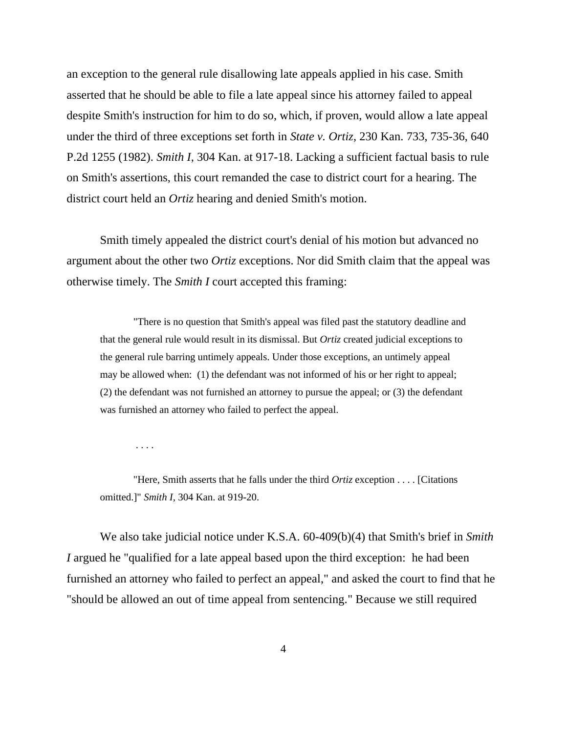an exception to the general rule disallowing late appeals applied in his case. Smith asserted that he should be able to file a late appeal since his attorney failed to appeal despite Smith's instruction for him to do so, which, if proven, would allow a late appeal under the third of three exceptions set forth in *State v. Ortiz*, 230 Kan. 733, 735-36, 640 P.2d 1255 (1982). *Smith I*, 304 Kan. at 917-18. Lacking a sufficient factual basis to rule on Smith's assertions, this court remanded the case to district court for a hearing. The district court held an *Ortiz* hearing and denied Smith's motion.

Smith timely appealed the district court's denial of his motion but advanced no argument about the other two *Ortiz* exceptions. Nor did Smith claim that the appeal was otherwise timely. The *Smith I* court accepted this framing:

> "There is no question that Smith's appeal was filed past the statutory deadline and that the general rule would result in its dismissal. But *Ortiz* created judicial exceptions to the general rule barring untimely appeals. Under those exceptions, an untimely appeal may be allowed when: (1) the defendant was not informed of his or her right to appeal; (2) the defendant was not furnished an attorney to pursue the appeal; or (3) the defendant was furnished an attorney who failed to perfect the appeal.
>
> . . . .
>
> "Here, Smith asserts that he falls under the third *Ortiz* exception . . . . [Citations omitted.]" *Smith I,* 304 Kan. at 919-20.

We also take judicial notice under K.S.A. 60-409(b)(4) that Smith's brief in *Smith I* argued he "qualified for a late appeal based upon the third exception: he had been furnished an attorney who failed to perfect an appeal," and asked the court to find that he "should be allowed an out of time appeal from sentencing." Because we still required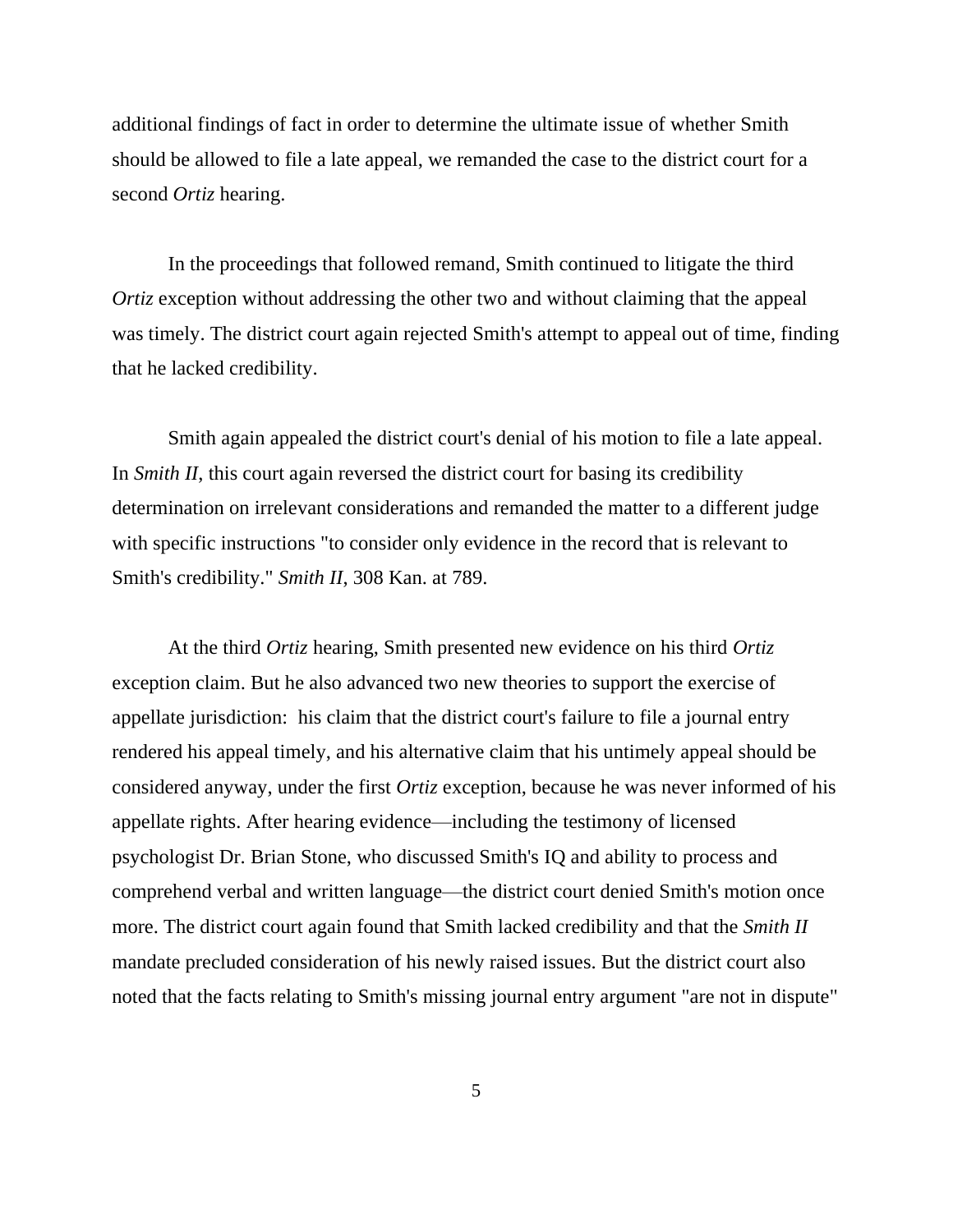additional findings of fact in order to determine the ultimate issue of whether Smith should be allowed to file a late appeal, we remanded the case to the district court for a second *Ortiz* hearing.

In the proceedings that followed remand, Smith continued to litigate the third *Ortiz* exception without addressing the other two and without claiming that the appeal was timely. The district court again rejected Smith's attempt to appeal out of time, finding that he lacked credibility.

Smith again appealed the district court's denial of his motion to file a late appeal. In *Smith II*, this court again reversed the district court for basing its credibility determination on irrelevant considerations and remanded the matter to a different judge with specific instructions "to consider only evidence in the record that is relevant to Smith's credibility." *Smith II*, 308 Kan. at 789.

At the third *Ortiz* hearing, Smith presented new evidence on his third *Ortiz* exception claim. But he also advanced two new theories to support the exercise of appellate jurisdiction: his claim that the district court's failure to file a journal entry rendered his appeal timely, and his alternative claim that his untimely appeal should be considered anyway, under the first *Ortiz* exception, because he was never informed of his appellate rights. After hearing evidence—including the testimony of licensed psychologist Dr. Brian Stone, who discussed Smith's IQ and ability to process and comprehend verbal and written language—the district court denied Smith's motion once more. The district court again found that Smith lacked credibility and that the *Smith II* mandate precluded consideration of his newly raised issues. But the district court also noted that the facts relating to Smith's missing journal entry argument "are not in dispute"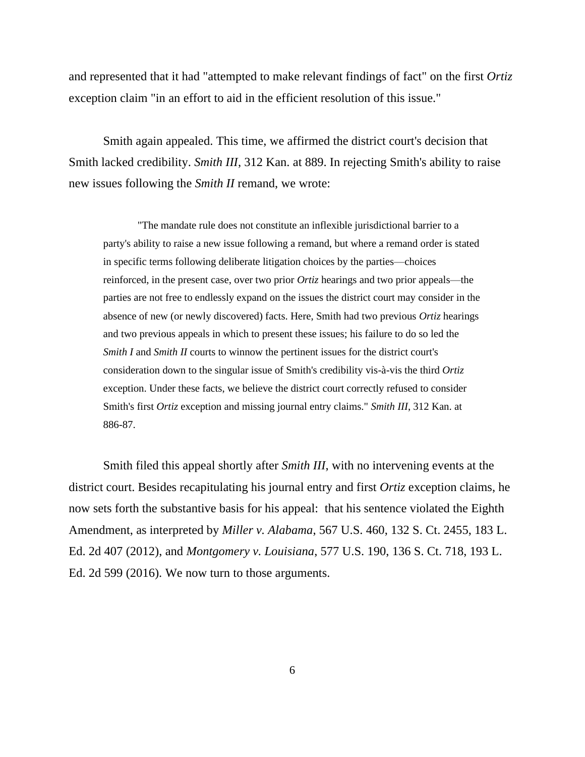and represented that it had "attempted to make relevant findings of fact" on the first *Ortiz* exception claim "in an effort to aid in the efficient resolution of this issue."

Smith again appealed. This time, we affirmed the district court's decision that Smith lacked credibility. *Smith III*, 312 Kan. at 889. In rejecting Smith's ability to raise new issues following the *Smith II* remand, we wrote:

> "The mandate rule does not constitute an inflexible jurisdictional barrier to a party's ability to raise a new issue following a remand, but where a remand order is stated in specific terms following deliberate litigation choices by the parties—choices reinforced, in the present case, over two prior *Ortiz* hearings and two prior appeals—the parties are not free to endlessly expand on the issues the district court may consider in the absence of new (or newly discovered) facts. Here, Smith had two previous *Ortiz* hearings and two previous appeals in which to present these issues; his failure to do so led the *Smith I* and *Smith II* courts to winnow the pertinent issues for the district court's consideration down to the singular issue of Smith's credibility vis-à-vis the third *Ortiz* exception. Under these facts, we believe the district court correctly refused to consider Smith's first *Ortiz* exception and missing journal entry claims." *Smith III*, 312 Kan. at 886-87.

Smith filed this appeal shortly after *Smith III*, with no intervening events at the district court. Besides recapitulating his journal entry and first *Ortiz* exception claims, he now sets forth the substantive basis for his appeal: that his sentence violated the Eighth Amendment, as interpreted by *Miller v. Alabama*, 567 U.S. 460, 132 S. Ct. 2455, 183 L. Ed. 2d 407 (2012), and *Montgomery v. Louisiana*, 577 U.S. 190, 136 S. Ct. 718, 193 L. Ed. 2d 599 (2016). We now turn to those arguments.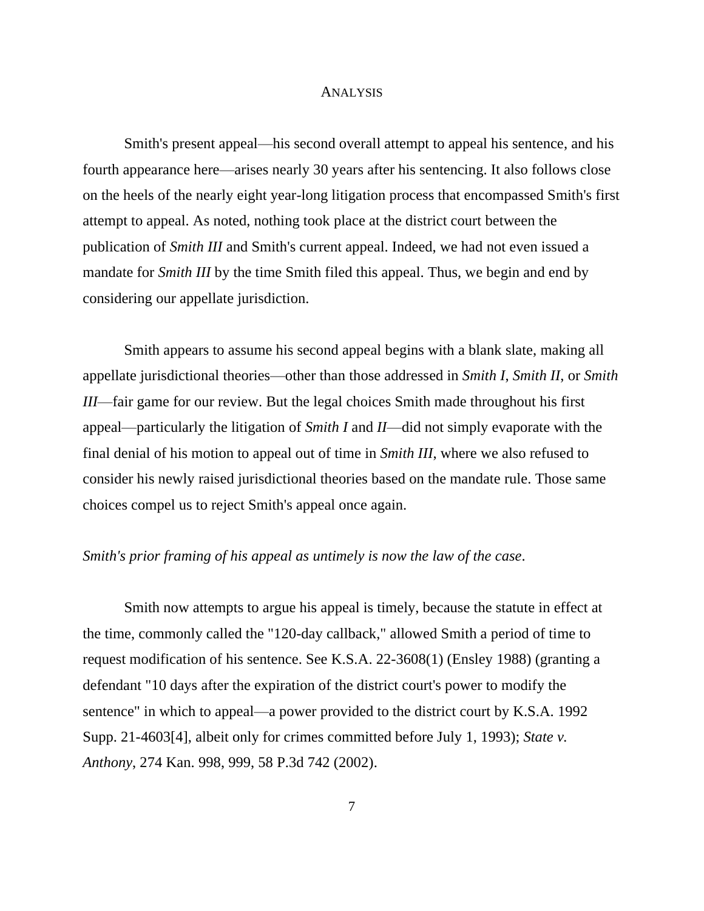## ANALYSIS

Smith's present appeal—his second overall attempt to appeal his sentence, and his fourth appearance here—arises nearly 30 years after his sentencing. It also follows close on the heels of the nearly eight year-long litigation process that encompassed Smith's first attempt to appeal. As noted, nothing took place at the district court between the publication of *Smith III* and Smith's current appeal. Indeed, we had not even issued a mandate for *Smith III* by the time Smith filed this appeal. Thus, we begin and end by considering our appellate jurisdiction.

Smith appears to assume his second appeal begins with a blank slate, making all appellate jurisdictional theories—other than those addressed in *Smith I*, *Smith II*, or *Smith III*—fair game for our review. But the legal choices Smith made throughout his first appeal—particularly the litigation of *Smith I* and *II*—did not simply evaporate with the final denial of his motion to appeal out of time in *Smith III*, where we also refused to consider his newly raised jurisdictional theories based on the mandate rule. Those same choices compel us to reject Smith's appeal once again.

*Smith's prior framing of his appeal as untimely is now the law of the case.*

Smith now attempts to argue his appeal is timely, because the statute in effect at the time, commonly called the "120-day callback," allowed Smith a period of time to request modification of his sentence. See K.S.A. 22-3608(1) (Ensley 1988) (granting a defendant "10 days after the expiration of the district court's power to modify the sentence" in which to appeal—a power provided to the district court by K.S.A. 1992 Supp. 21-4603[4], albeit only for crimes committed before July 1, 1993); *State v. Anthony*, 274 Kan. 998, 999, 58 P.3d 742 (2002).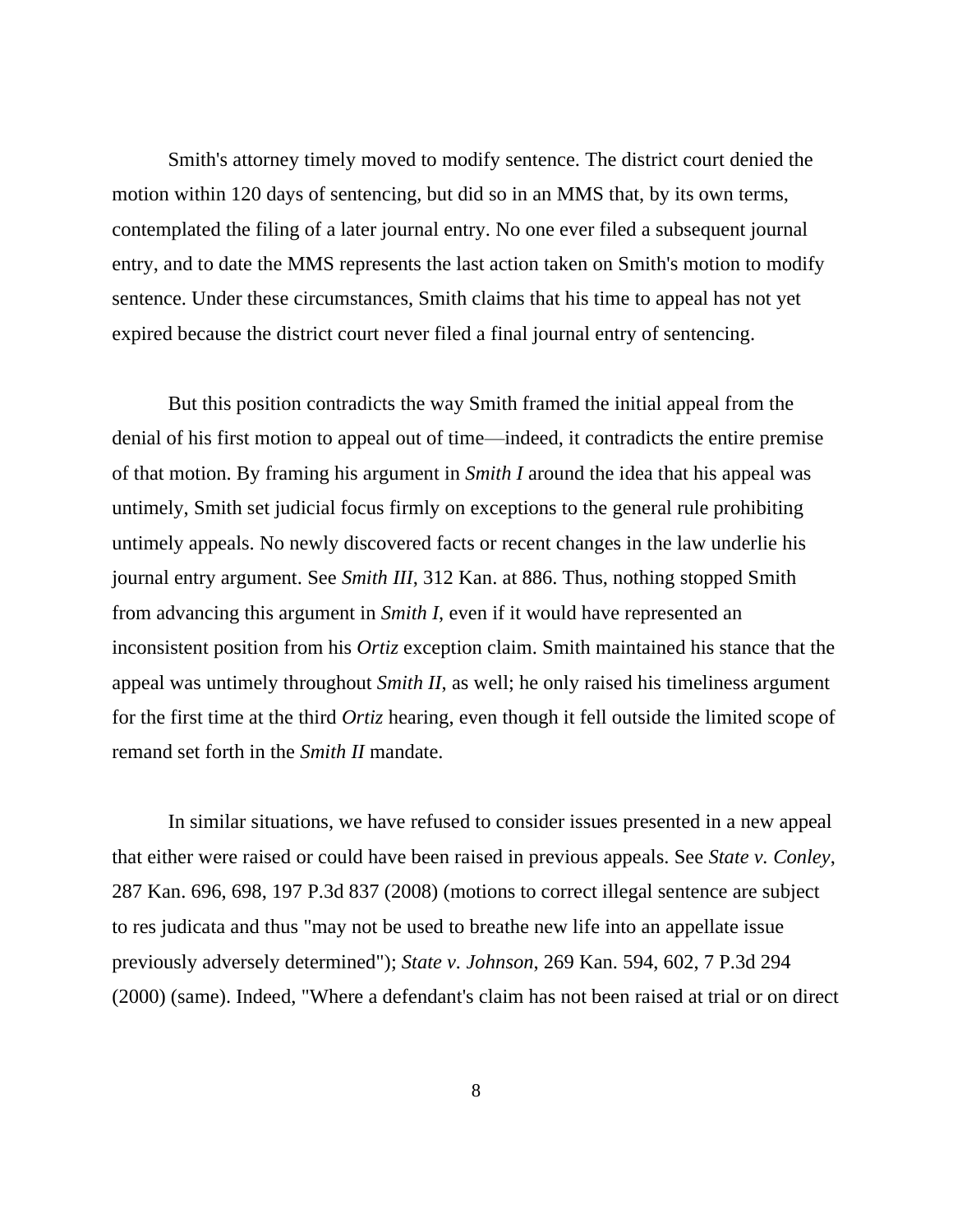Smith's attorney timely moved to modify sentence. The district court denied the motion within 120 days of sentencing, but did so in an MMS that, by its own terms, contemplated the filing of a later journal entry. No one ever filed a subsequent journal entry, and to date the MMS represents the last action taken on Smith's motion to modify sentence. Under these circumstances, Smith claims that his time to appeal has not yet expired because the district court never filed a final journal entry of sentencing.

But this position contradicts the way Smith framed the initial appeal from the denial of his first motion to appeal out of time—indeed, it contradicts the entire premise of that motion. By framing his argument in *Smith I* around the idea that his appeal was untimely, Smith set judicial focus firmly on exceptions to the general rule prohibiting untimely appeals. No newly discovered facts or recent changes in the law underlie his journal entry argument. See *Smith III*, 312 Kan. at 886. Thus, nothing stopped Smith from advancing this argument in *Smith I*, even if it would have represented an inconsistent position from his *Ortiz* exception claim. Smith maintained his stance that the appeal was untimely throughout *Smith II*, as well; he only raised his timeliness argument for the first time at the third *Ortiz* hearing, even though it fell outside the limited scope of remand set forth in the *Smith II* mandate.

In similar situations, we have refused to consider issues presented in a new appeal that either were raised or could have been raised in previous appeals. See *State v. Conley*, 287 Kan. 696, 698, 197 P.3d 837 (2008) (motions to correct illegal sentence are subject to res judicata and thus "may not be used to breathe new life into an appellate issue previously adversely determined"); *State v. Johnson*, 269 Kan. 594, 602, 7 P.3d 294 (2000) (same). Indeed, "Where a defendant's claim has not been raised at trial or on direct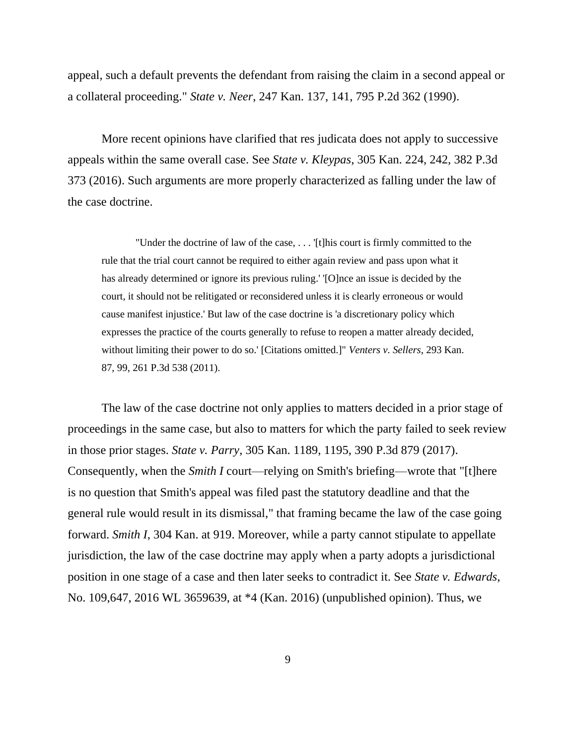appeal, such a default prevents the defendant from raising the claim in a second appeal or a collateral proceeding." *State v. Neer*, 247 Kan. 137, 141, 795 P.2d 362 (1990).

More recent opinions have clarified that res judicata does not apply to successive appeals within the same overall case. See *State v. Kleypas*, 305 Kan. 224, 242, 382 P.3d 373 (2016). Such arguments are more properly characterized as falling under the law of the case doctrine.

> "Under the doctrine of law of the case, . . . '[t]his court is firmly committed to the rule that the trial court cannot be required to either again review and pass upon what it has already determined or ignore its previous ruling.' '[O]nce an issue is decided by the court, it should not be relitigated or reconsidered unless it is clearly erroneous or would cause manifest injustice.' But law of the case doctrine is 'a discretionary policy which expresses the practice of the courts generally to refuse to reopen a matter already decided, without limiting their power to do so.' [Citations omitted.]" *Venters v. Sellers*, 293 Kan. 87, 99, 261 P.3d 538 (2011).

The law of the case doctrine not only applies to matters decided in a prior stage of proceedings in the same case, but also to matters for which the party failed to seek review in those prior stages. *State v. Parry*, 305 Kan. 1189, 1195, 390 P.3d 879 (2017). Consequently, when the *Smith I* court—relying on Smith's briefing—wrote that "[t]here is no question that Smith's appeal was filed past the statutory deadline and that the general rule would result in its dismissal," that framing became the law of the case going forward. *Smith I*, 304 Kan. at 919. Moreover, while a party cannot stipulate to appellate jurisdiction, the law of the case doctrine may apply when a party adopts a jurisdictional position in one stage of a case and then later seeks to contradict it. See *State v. Edwards*, No. 109,647, 2016 WL 3659639, at *4 (Kan. 2016) (unpublished opinion). Thus, we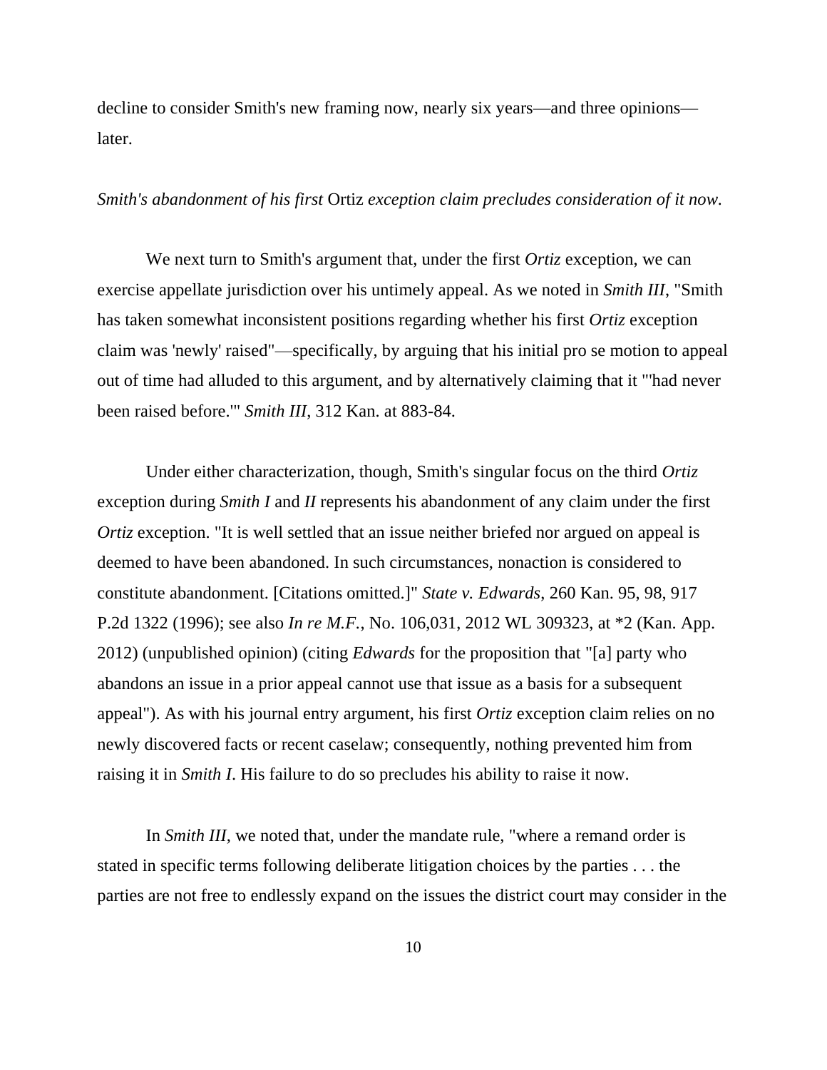decline to consider Smith's new framing now, nearly six years—and three opinions—later.

*Smith's abandonment of his first* Ortiz *exception claim precludes consideration of it now.*

We next turn to Smith's argument that, under the first *Ortiz* exception, we can exercise appellate jurisdiction over his untimely appeal. As we noted in *Smith III*, "Smith has taken somewhat inconsistent positions regarding whether his first *Ortiz* exception claim was 'newly' raised"—specifically, by arguing that his initial pro se motion to appeal out of time had alluded to this argument, and by alternatively claiming that it "'had never been raised before.'" *Smith III*, 312 Kan. at 883-84.

Under either characterization, though, Smith's singular focus on the third *Ortiz* exception during *Smith I* and *II* represents his abandonment of any claim under the first *Ortiz* exception. "It is well settled that an issue neither briefed nor argued on appeal is deemed to have been abandoned. In such circumstances, nonaction is considered to constitute abandonment. [Citations omitted.]" *State v. Edwards*, 260 Kan. 95, 98, 917 P.2d 1322 (1996); see also *In re M.F.*, No. 106,031, 2012 WL 309323, at *2 (Kan. App. 2012) (unpublished opinion) (citing *Edwards* for the proposition that "[a] party who abandons an issue in a prior appeal cannot use that issue as a basis for a subsequent appeal"). As with his journal entry argument, his first *Ortiz* exception claim relies on no newly discovered facts or recent caselaw; consequently, nothing prevented him from raising it in *Smith I*. His failure to do so precludes his ability to raise it now.

In *Smith III*, we noted that, under the mandate rule, "where a remand order is stated in specific terms following deliberate litigation choices by the parties . . . the parties are not free to endlessly expand on the issues the district court may consider in the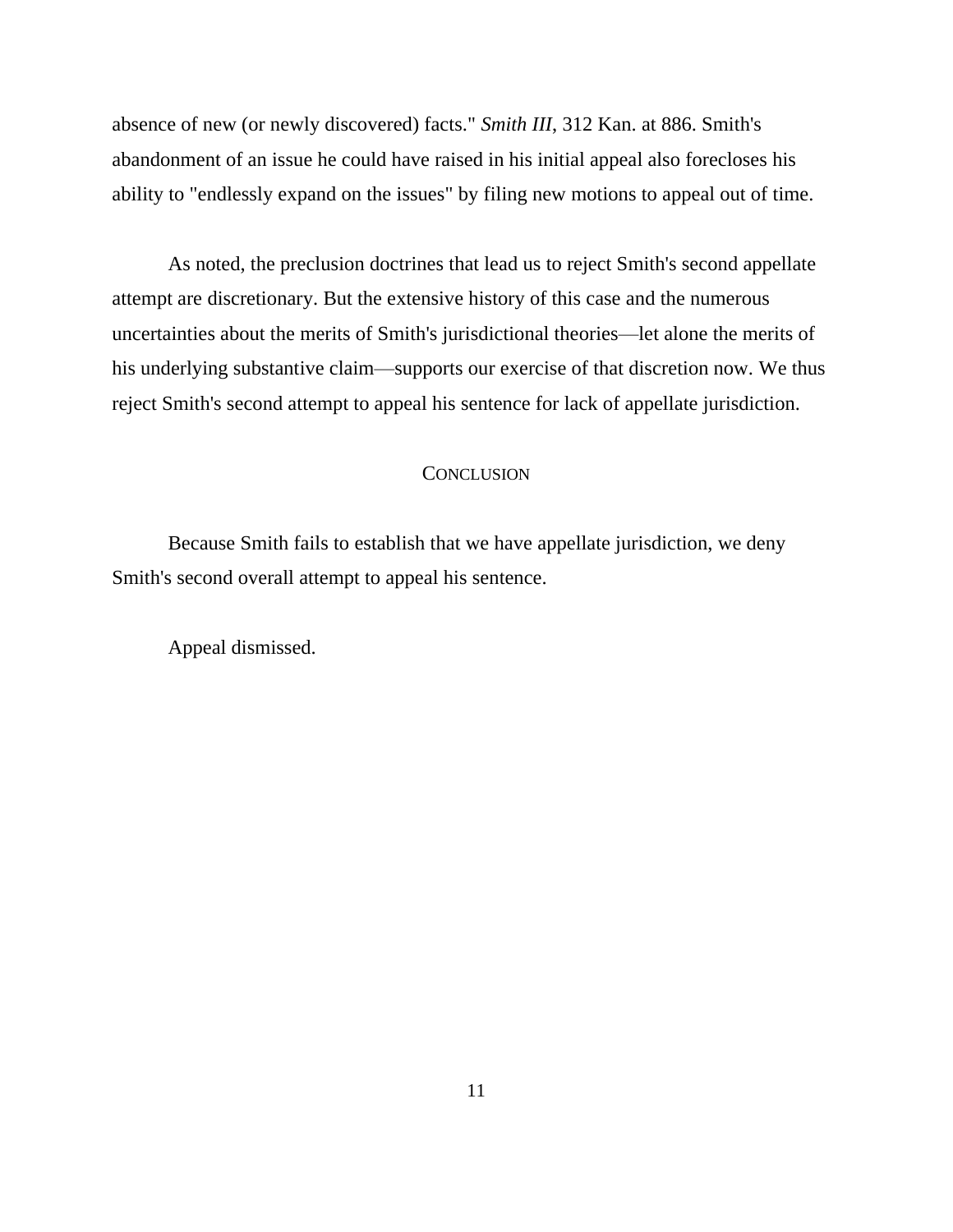absence of new (or newly discovered) facts." *Smith III*, 312 Kan. at 886. Smith's abandonment of an issue he could have raised in his initial appeal also forecloses his ability to "endlessly expand on the issues" by filing new motions to appeal out of time.

As noted, the preclusion doctrines that lead us to reject Smith's second appellate attempt are discretionary. But the extensive history of this case and the numerous uncertainties about the merits of Smith's jurisdictional theories—let alone the merits of his underlying substantive claim—supports our exercise of that discretion now. We thus reject Smith's second attempt to appeal his sentence for lack of appellate jurisdiction.

## CONCLUSION

Because Smith fails to establish that we have appellate jurisdiction, we deny Smith's second overall attempt to appeal his sentence.

Appeal dismissed.